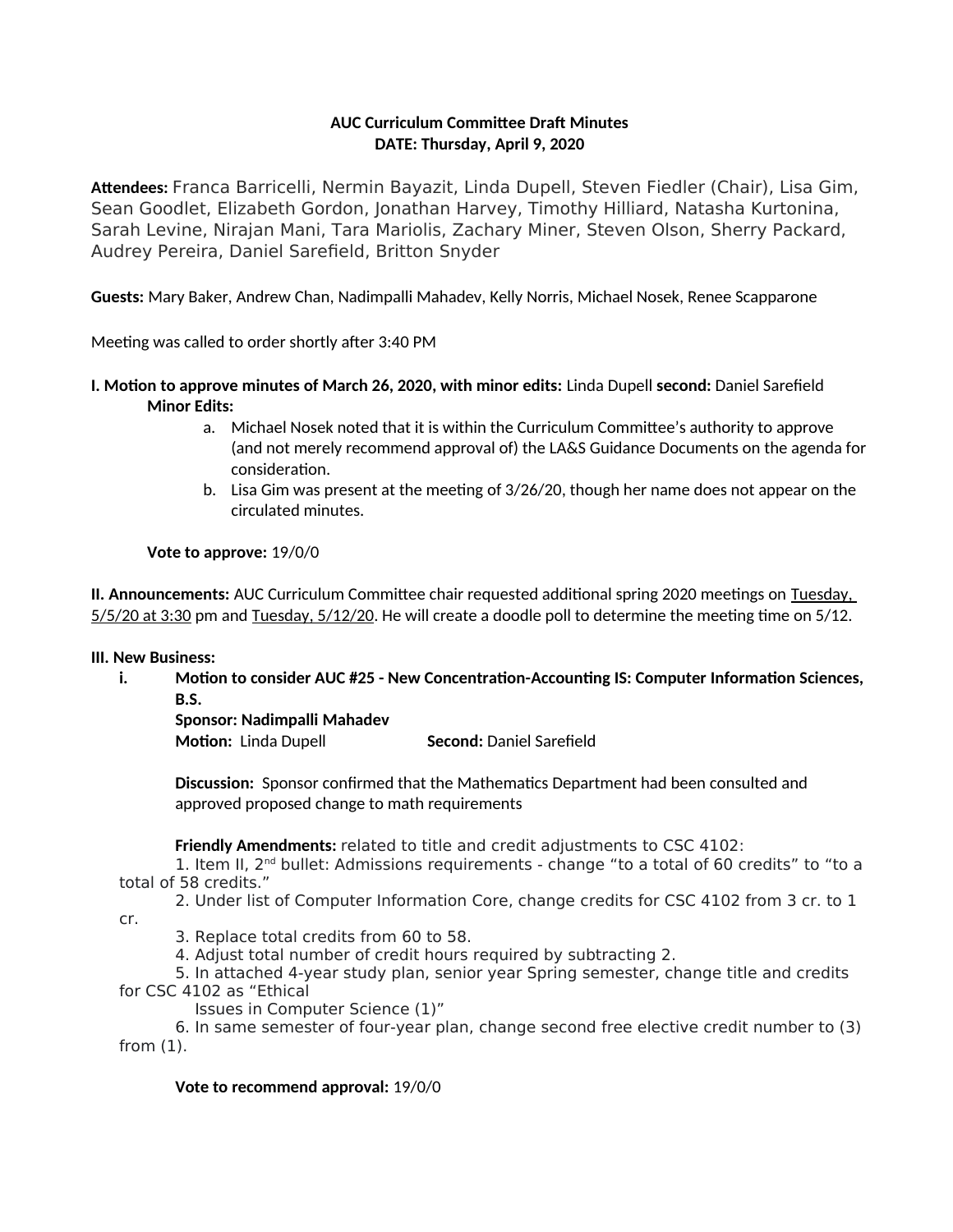**AUC Curriculum Committee Draft Minutes**
**DATE: Thursday, April 9, 2020**

**Attendees:** Franca Barricelli, Nermin Bayazit, Linda Dupell, Steven Fiedler (Chair), Lisa Gim, Sean Goodlet, Elizabeth Gordon, Jonathan Harvey, Timothy Hilliard, Natasha Kurtonina, Sarah Levine, Nirajan Mani, Tara Mariolis, Zachary Miner, Steven Olson, Sherry Packard, Audrey Pereira, Daniel Sarefield, Britton Snyder

**Guests:** Mary Baker, Andrew Chan, Nadimpalli Mahadev, Kelly Norris, Michael Nosek, Renee Scapparone

Meeting was called to order shortly after 3:40 PM

**I. Motion to approve minutes of March 26, 2020, with minor edits:** Linda Dupell **second:** Daniel Sarefield

**Minor Edits:**

a. Michael Nosek noted that it is within the Curriculum Committee's authority to approve (and not merely recommend approval of) the LA&S Guidance Documents on the agenda for consideration.
b. Lisa Gim was present at the meeting of 3/26/20, though her name does not appear on the circulated minutes.

**Vote to approve:** 19/0/0

**II. Announcements:** AUC Curriculum Committee chair requested additional spring 2020 meetings on Tuesday, 5/5/20 at 3:30 pm and Tuesday, 5/12/20. He will create a doodle poll to determine the meeting time on 5/12.

**III. New Business:**

**i. Motion to consider AUC #25 - New Concentration-Accounting IS: Computer Information Sciences, B.S.**

**Sponsor: Nadimpalli Mahadev**
**Motion:** Linda Dupell **Second:** Daniel Sarefield

**Discussion:** Sponsor confirmed that the Mathematics Department had been consulted and approved proposed change to math requirements

**Friendly Amendments:** related to title and credit adjustments to CSC 4102:

1. Item II, 2nd bullet: Admissions requirements - change "to a total of 60 credits" to "to a total of 58 credits."
2. Under list of Computer Information Core, change credits for CSC 4102 from 3 cr. to 1 cr.
3. Replace total credits from 60 to 58.
4. Adjust total number of credit hours required by subtracting 2.
5. In attached 4-year study plan, senior year Spring semester, change title and credits for CSC 4102 as "Ethical Issues in Computer Science (1)"
6. In same semester of four-year plan, change second free elective credit number to (3) from (1).

**Vote to recommend approval:** 19/0/0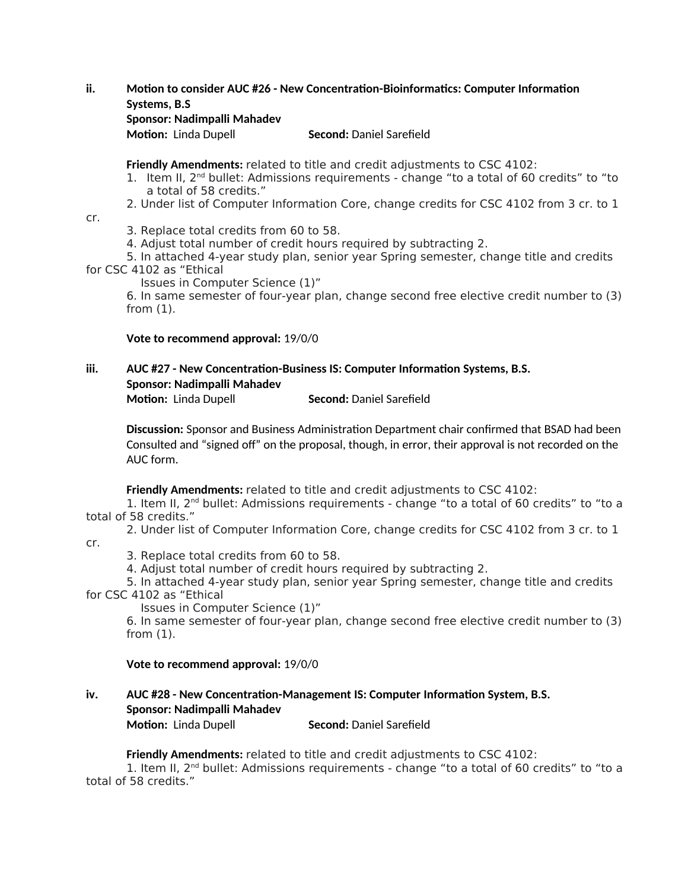**ii. Motion to consider AUC #26 - New Concentration-Bioinformatics: Computer Information Systems, B.S**
**Sponsor: Nadimpalli Mahadev**
**Motion:** Linda Dupell **Second:** Daniel Sarefield

**Friendly Amendments:** related to title and credit adjustments to CSC 4102:

1. Item II, 2nd bullet: Admissions requirements - change "to a total of 60 credits" to "to a total of 58 credits."
2. Under list of Computer Information Core, change credits for CSC 4102 from 3 cr. to 1 cr.
3. Replace total credits from 60 to 58.
4. Adjust total number of credit hours required by subtracting 2.
5. In attached 4-year study plan, senior year Spring semester, change title and credits for CSC 4102 as "Ethical Issues in Computer Science (1)"
6. In same semester of four-year plan, change second free elective credit number to (3) from (1).

**Vote to recommend approval:** 19/0/0

**iii. AUC #27 - New Concentration-Business IS: Computer Information Systems, B.S.**
**Sponsor: Nadimpalli Mahadev**
**Motion:** Linda Dupell **Second:** Daniel Sarefield

**Discussion:** Sponsor and Business Administration Department chair confirmed that BSAD had been Consulted and "signed off" on the proposal, though, in error, their approval is not recorded on the AUC form.

**Friendly Amendments:** related to title and credit adjustments to CSC 4102:

1. Item II, 2nd bullet: Admissions requirements - change "to a total of 60 credits" to "to a total of 58 credits."
2. Under list of Computer Information Core, change credits for CSC 4102 from 3 cr. to 1 cr.
3. Replace total credits from 60 to 58.
4. Adjust total number of credit hours required by subtracting 2.
5. In attached 4-year study plan, senior year Spring semester, change title and credits for CSC 4102 as "Ethical Issues in Computer Science (1)"
6. In same semester of four-year plan, change second free elective credit number to (3) from (1).

**Vote to recommend approval:** 19/0/0

**iv. AUC #28 - New Concentration-Management IS: Computer Information System, B.S.**
**Sponsor: Nadimpalli Mahadev**
**Motion:** Linda Dupell **Second:** Daniel Sarefield

**Friendly Amendments:** related to title and credit adjustments to CSC 4102:

1. Item II, 2nd bullet: Admissions requirements - change "to a total of 60 credits" to "to a total of 58 credits."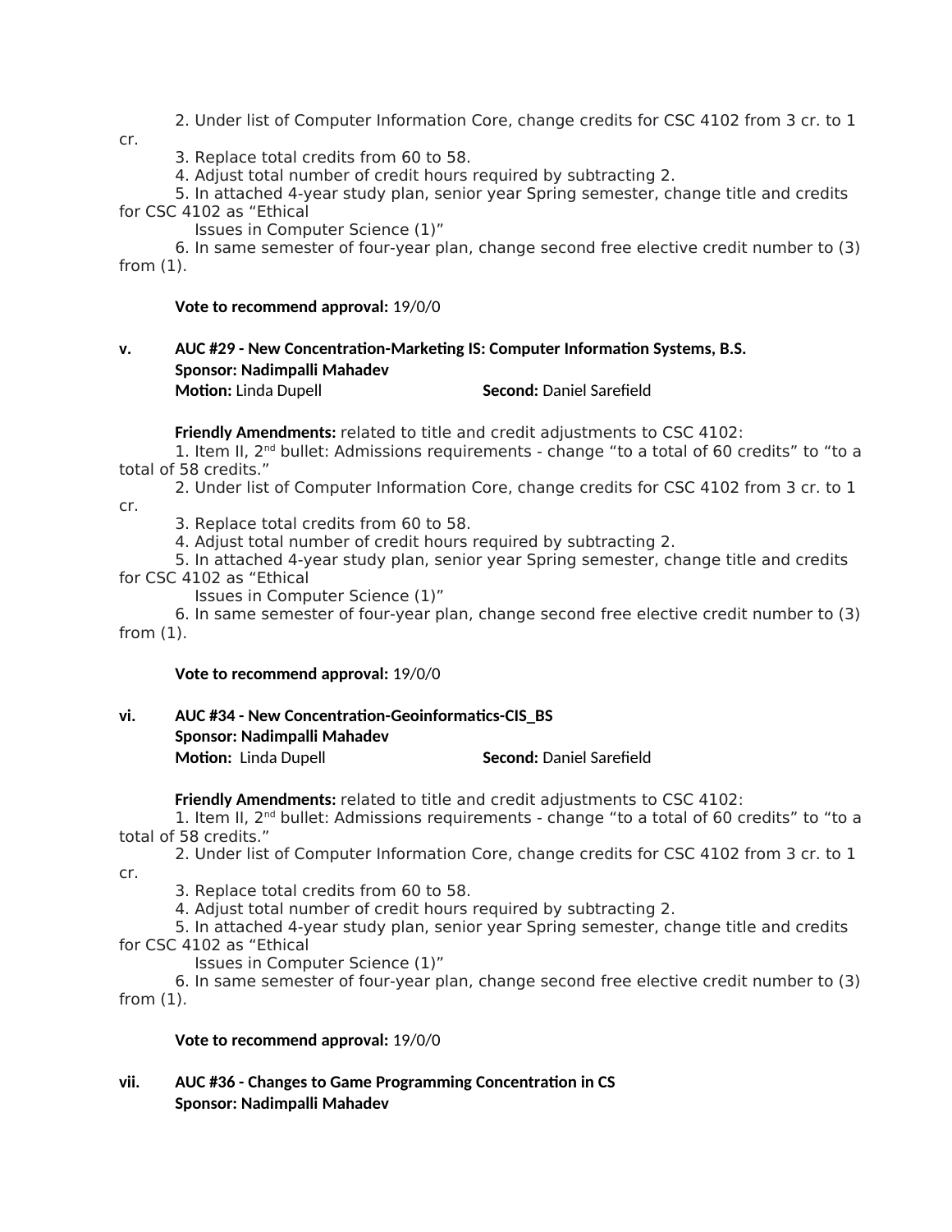2. Under list of Computer Information Core, change credits for CSC 4102 from 3 cr. to 1 cr.

3. Replace total credits from 60 to 58.

4. Adjust total number of credit hours required by subtracting 2.

5. In attached 4-year study plan, senior year Spring semester, change title and credits for CSC 4102 as "Ethical Issues in Computer Science (1)"

6. In same semester of four-year plan, change second free elective credit number to (3) from (1).

**Vote to recommend approval:** 19/0/0

**v. AUC #29 - New Concentration-Marketing IS: Computer Information Systems, B.S.**
**Sponsor: Nadimpalli Mahadev**
**Motion:** Linda Dupell **Second:** Daniel Sarefield

**Friendly Amendments:** related to title and credit adjustments to CSC 4102:

1. Item II, 2nd bullet: Admissions requirements - change "to a total of 60 credits" to "to a total of 58 credits."

2. Under list of Computer Information Core, change credits for CSC 4102 from 3 cr. to 1 cr.

3. Replace total credits from 60 to 58.

4. Adjust total number of credit hours required by subtracting 2.

5. In attached 4-year study plan, senior year Spring semester, change title and credits for CSC 4102 as "Ethical Issues in Computer Science (1)"

6. In same semester of four-year plan, change second free elective credit number to (3) from (1).

**Vote to recommend approval:** 19/0/0

**vi. AUC #34 - New Concentration-Geoinformatics-CIS_BS**
**Sponsor: Nadimpalli Mahadev**
**Motion:** Linda Dupell **Second:** Daniel Sarefield

**Friendly Amendments:** related to title and credit adjustments to CSC 4102:

1. Item II, 2nd bullet: Admissions requirements - change "to a total of 60 credits" to "to a total of 58 credits."

2. Under list of Computer Information Core, change credits for CSC 4102 from 3 cr. to 1 cr.

3. Replace total credits from 60 to 58.

4. Adjust total number of credit hours required by subtracting 2.

5. In attached 4-year study plan, senior year Spring semester, change title and credits for CSC 4102 as "Ethical Issues in Computer Science (1)"

6. In same semester of four-year plan, change second free elective credit number to (3) from (1).

**Vote to recommend approval:** 19/0/0

**vii. AUC #36 - Changes to Game Programming Concentration in CS**
**Sponsor: Nadimpalli Mahadev**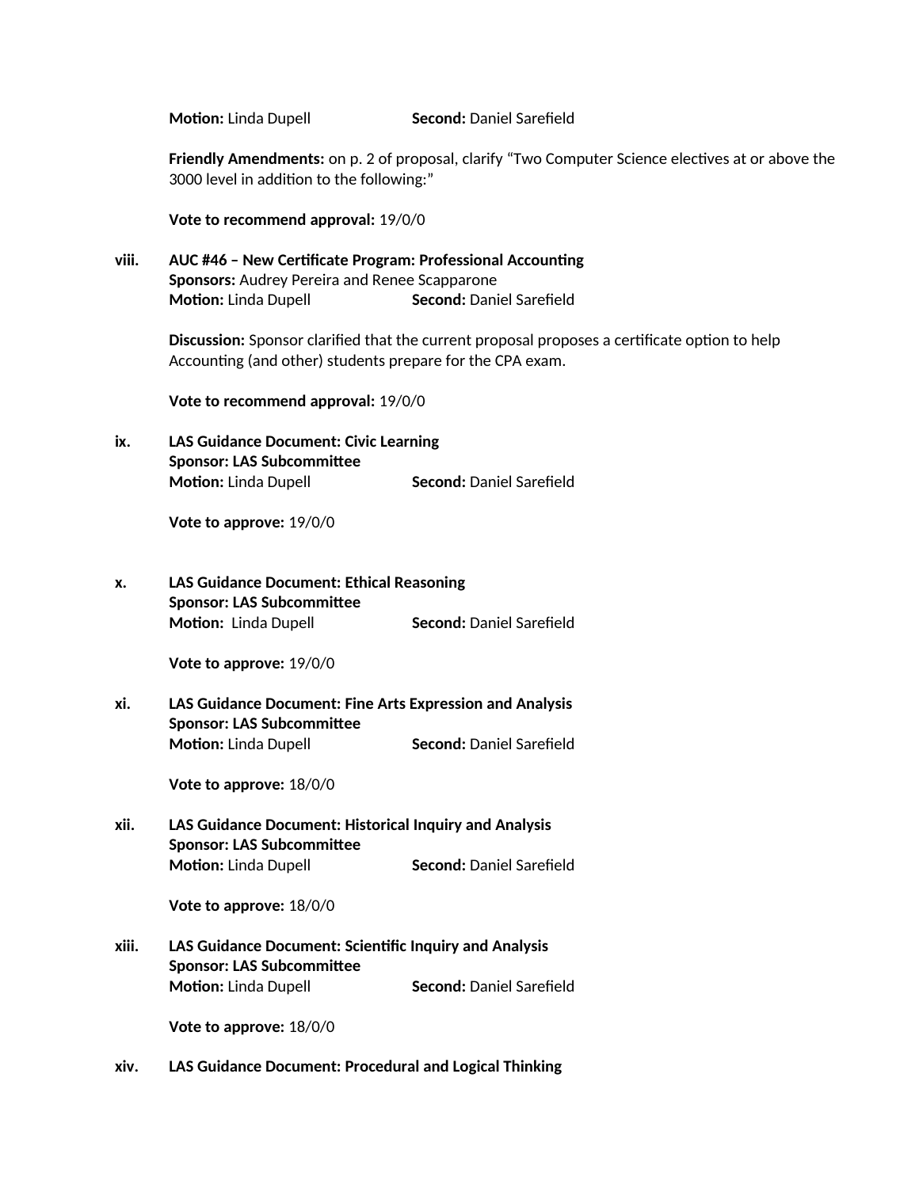**Motion:** Linda Dupell **Second:** Daniel Sarefield

**Friendly Amendments:** on p. 2 of proposal, clarify "Two Computer Science electives at or above the 3000 level in addition to the following:"

**Vote to recommend approval:** 19/0/0

**viii. AUC #46 – New Certificate Program: Professional Accounting**
**Sponsors:** Audrey Pereira and Renee Scapparone
**Motion:** Linda Dupell **Second:** Daniel Sarefield

**Discussion:** Sponsor clarified that the current proposal proposes a certificate option to help Accounting (and other) students prepare for the CPA exam.

**Vote to recommend approval:** 19/0/0

**ix. LAS Guidance Document: Civic Learning**
**Sponsor: LAS Subcommittee**
**Motion:** Linda Dupell **Second:** Daniel Sarefield

**Vote to approve:** 19/0/0

**x. LAS Guidance Document: Ethical Reasoning**
**Sponsor: LAS Subcommittee**
**Motion:** Linda Dupell **Second:** Daniel Sarefield

**Vote to approve:** 19/0/0

**xi. LAS Guidance Document: Fine Arts Expression and Analysis**
**Sponsor: LAS Subcommittee**
**Motion:** Linda Dupell **Second:** Daniel Sarefield

**Vote to approve:** 18/0/0

**xii. LAS Guidance Document: Historical Inquiry and Analysis**
**Sponsor: LAS Subcommittee**
**Motion:** Linda Dupell **Second:** Daniel Sarefield

**Vote to approve:** 18/0/0

**xiii. LAS Guidance Document: Scientific Inquiry and Analysis**
**Sponsor: LAS Subcommittee**
**Motion:** Linda Dupell **Second:** Daniel Sarefield

**Vote to approve:** 18/0/0

**xiv. LAS Guidance Document: Procedural and Logical Thinking**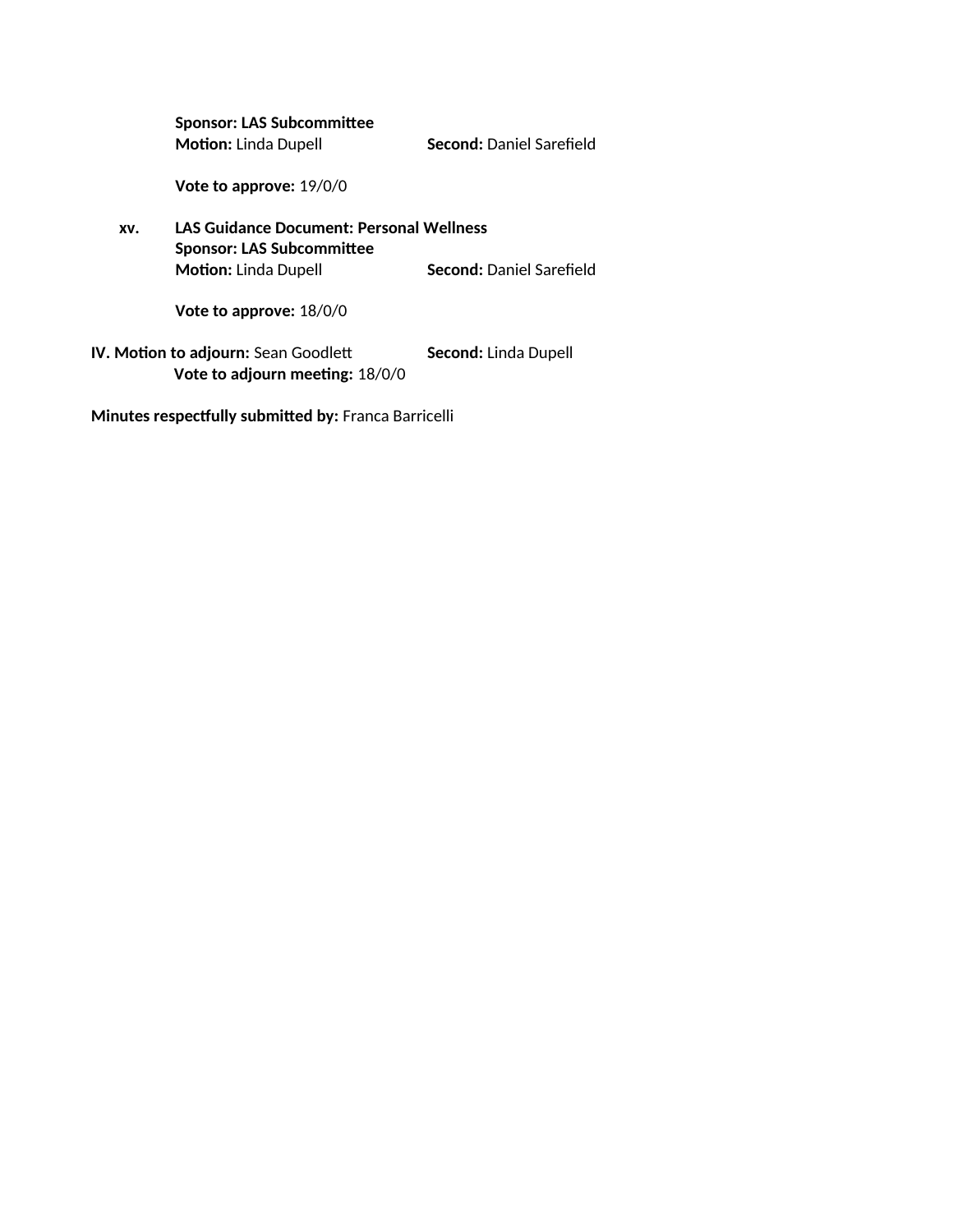**Sponsor: LAS Subcommittee**
**Motion:** Linda Dupell **Second:** Daniel Sarefield

**Vote to approve:** 19/0/0

xv. **LAS Guidance Document: Personal Wellness**
**Sponsor: LAS Subcommittee**
**Motion:** Linda Dupell **Second:** Daniel Sarefield

**Vote to approve:** 18/0/0

**IV. Motion to adjourn:** Sean Goodlett **Second:** Linda Dupell
**Vote to adjourn meeting:** 18/0/0

**Minutes respectfully submitted by:** Franca Barricelli